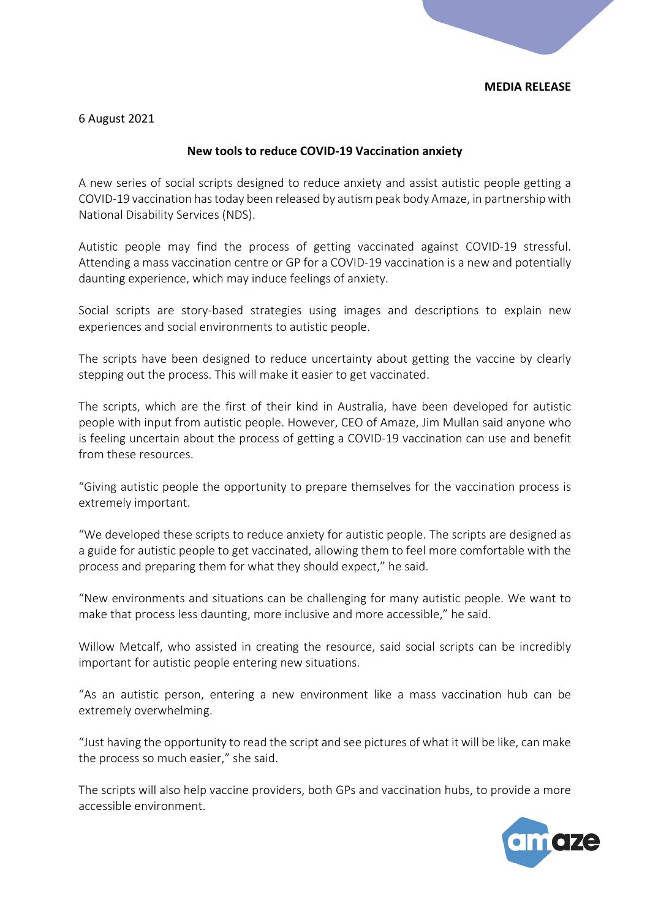**MEDIA RELEASE**

6 August 2021

## New tools to reduce COVID-19 Vaccination anxiety

A new series of social scripts designed to reduce anxiety and assist autistic people getting a COVID-19 vaccination has today been released by autism peak body Amaze, in partnership with National Disability Services (NDS).

Autistic people may find the process of getting vaccinated against COVID-19 stressful. Attending a mass vaccination centre or GP for a COVID-19 vaccination is a new and potentially daunting experience, which may induce feelings of anxiety.

Social scripts are story-based strategies using images and descriptions to explain new experiences and social environments to autistic people.

The scripts have been designed to reduce uncertainty about getting the vaccine by clearly stepping out the process. This will make it easier to get vaccinated.

The scripts, which are the first of their kind in Australia, have been developed for autistic people with input from autistic people. However, CEO of Amaze, Jim Mullan said anyone who is feeling uncertain about the process of getting a COVID-19 vaccination can use and benefit from these resources.

"Giving autistic people the opportunity to prepare themselves for the vaccination process is extremely important.

"We developed these scripts to reduce anxiety for autistic people. The scripts are designed as a guide for autistic people to get vaccinated, allowing them to feel more comfortable with the process and preparing them for what they should expect," he said.

"New environments and situations can be challenging for many autistic people. We want to make that process less daunting, more inclusive and more accessible," he said.

Willow Metcalf, who assisted in creating the resource, said social scripts can be incredibly important for autistic people entering new situations.

"As an autistic person, entering a new environment like a mass vaccination hub can be extremely overwhelming.

"Just having the opportunity to read the script and see pictures of what it will be like, can make the process so much easier," she said.

The scripts will also help vaccine providers, both GPs and vaccination hubs, to provide a more accessible environment.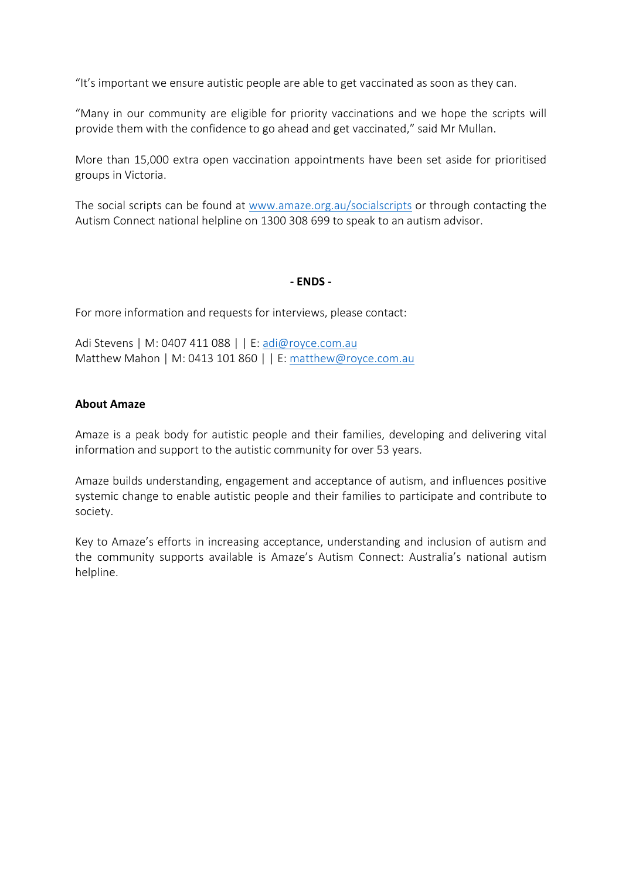"It's important we ensure autistic people are able to get vaccinated as soon as they can.

"Many in our community are eligible for priority vaccinations and we hope the scripts will provide them with the confidence to go ahead and get vaccinated," said Mr Mullan.

More than 15,000 extra open vaccination appointments have been set aside for prioritised groups in Victoria.

The social scripts can be found at www.amaze.org.au/socialscripts or through contacting the Autism Connect national helpline on 1300 308 699 to speak to an autism advisor.

**- ENDS -**

For more information and requests for interviews, please contact:

Adi Stevens | M: 0407 411 088 | | E: adi@royce.com.au
Matthew Mahon | M: 0413 101 860 | | E: matthew@royce.com.au

**About Amaze**

Amaze is a peak body for autistic people and their families, developing and delivering vital information and support to the autistic community for over 53 years.

Amaze builds understanding, engagement and acceptance of autism, and influences positive systemic change to enable autistic people and their families to participate and contribute to society.

Key to Amaze's efforts in increasing acceptance, understanding and inclusion of autism and the community supports available is Amaze's Autism Connect: Australia's national autism helpline.